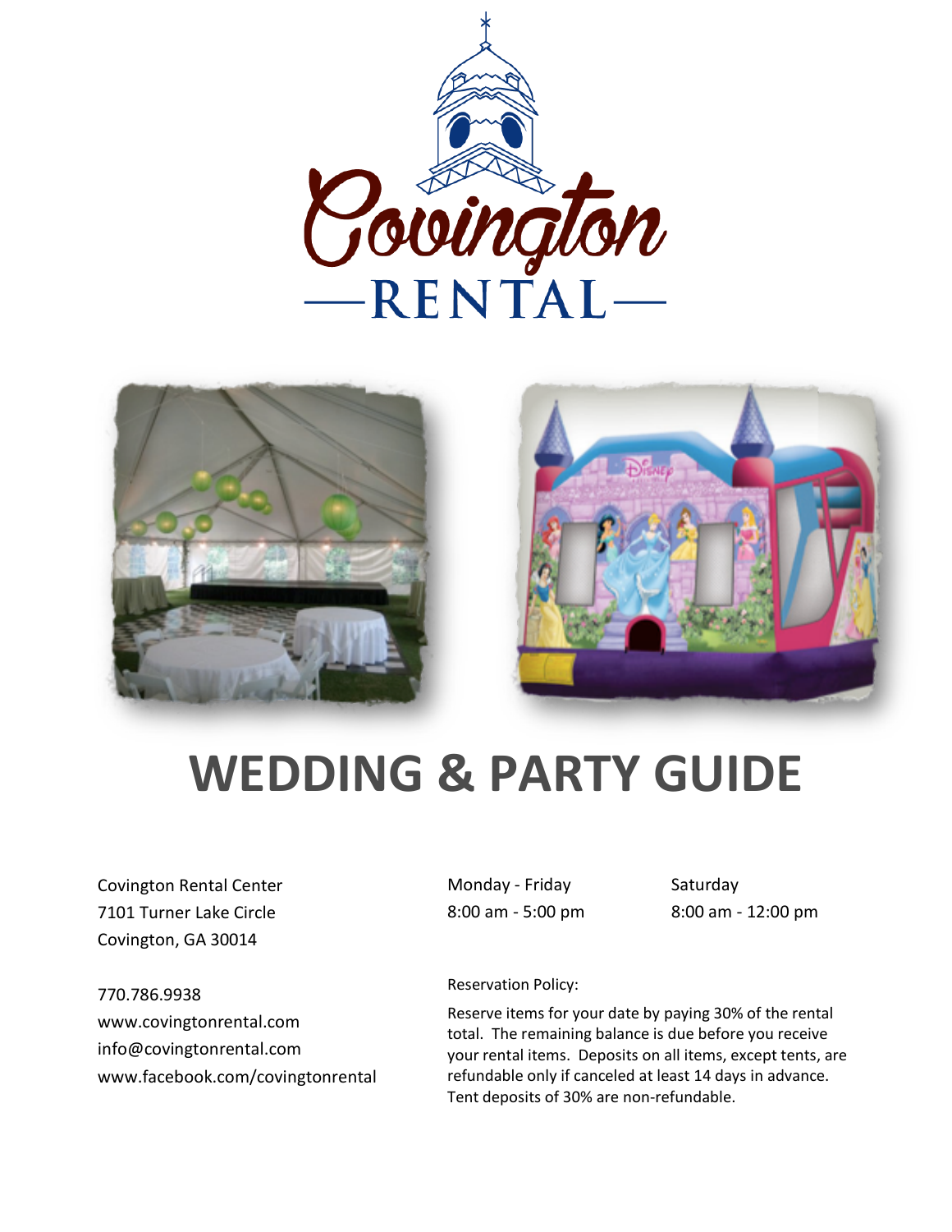# Covington RENTAL

# WEDDING & PARTY GUIDE

Covington Rental Center
7101 Turner Lake Circle
Covington, GA 30014

770.786.9938
www.covingtonrental.com
info@covingtonrental.com
www.facebook.com/covingtonrental

Monday - Friday
8:00 am - 5:00 pm

Saturday
8:00 am - 12:00 pm

Reservation Policy:

Reserve items for your date by paying 30% of the rental total. The remaining balance is due before you receive your rental items. Deposits on all items, except tents, are refundable only if canceled at least 14 days in advance. Tent deposits of 30% are non-refundable.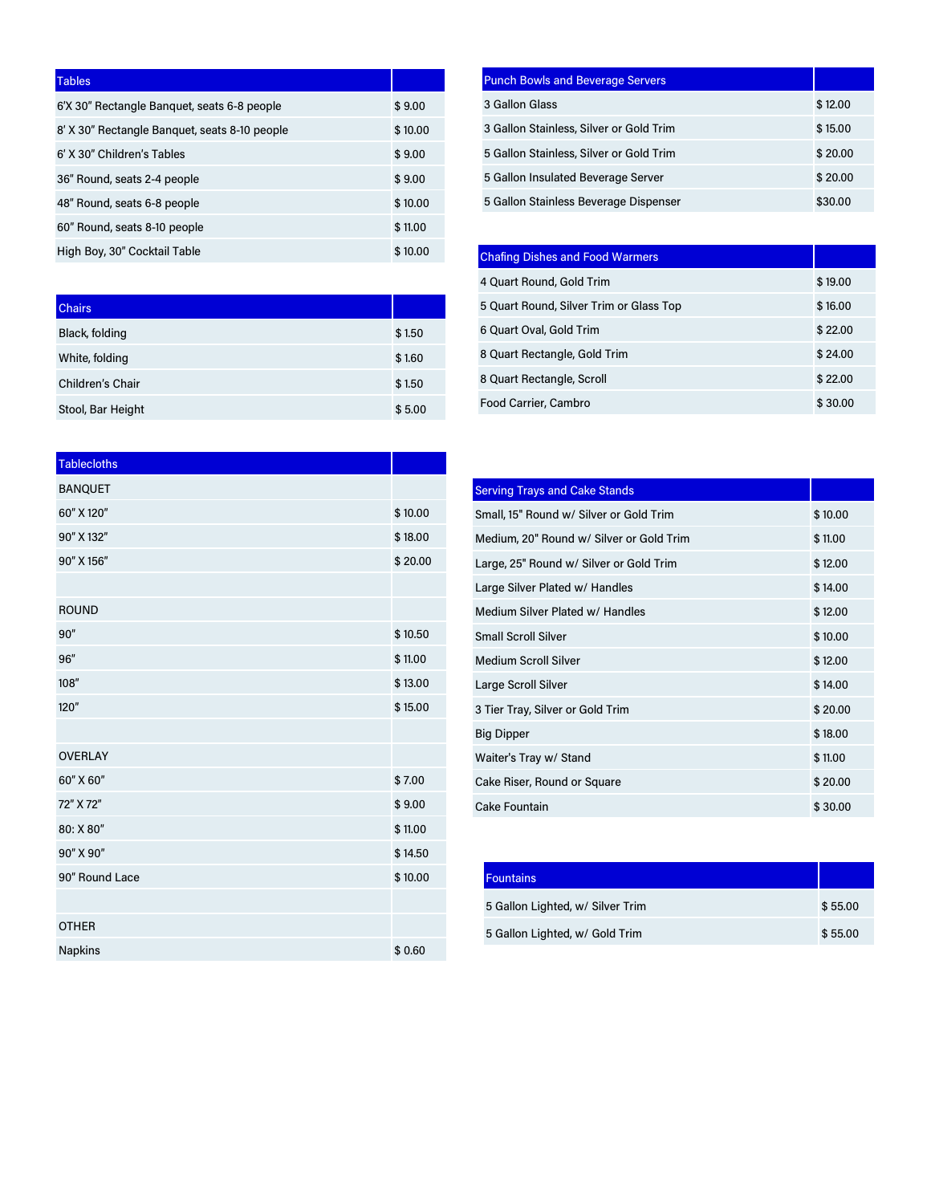| Tables | |
|---|---|
| 6'X 30" Rectangle Banquet, seats 6-8 people | $ 9.00 |
| 8' X 30" Rectangle Banquet, seats 8-10 people | $ 10.00 |
| 6' X 30" Children's Tables | $ 9.00 |
| 36" Round, seats 2-4 people | $ 9.00 |
| 48" Round, seats 6-8 people | $ 10.00 |
| 60" Round, seats 8-10 people | $ 11.00 |
| High Boy, 30" Cocktail Table | $ 10.00 |

| Chairs | |
|---|---|
| Black, folding | $ 1.50 |
| White, folding | $ 1.60 |
| Children's Chair | $ 1.50 |
| Stool, Bar Height | $ 5.00 |

| Tablecloths | |
|---|---|
| BANQUET | |
| 60" X 120" | $ 10.00 |
| 90" X 132" | $ 18.00 |
| 90" X 156" | $ 20.00 |
| | |
| ROUND | |
| 90" | $ 10.50 |
| 96" | $ 11.00 |
| 108" | $ 13.00 |
| 120" | $ 15.00 |
| | |
| OVERLAY | |
| 60" X 60" | $ 7.00 |
| 72" X 72" | $ 9.00 |
| 80: X 80" | $ 11.00 |
| 90" X 90" | $ 14.50 |
| 90" Round Lace | $ 10.00 |
| | |
| OTHER | |
| Napkins | $ 0.60 |

| Punch Bowls and Beverage Servers | |
|---|---|
| 3 Gallon Glass | $ 12.00 |
| 3 Gallon Stainless, Silver or Gold Trim | $ 15.00 |
| 5 Gallon Stainless, Silver or Gold Trim | $ 20.00 |
| 5 Gallon Insulated Beverage Server | $ 20.00 |
| 5 Gallon Stainless Beverage Dispenser | $30.00 |

| Chafing Dishes and Food Warmers | |
|---|---|
| 4 Quart Round, Gold Trim | $ 19.00 |
| 5 Quart Round, Silver Trim or Glass Top | $ 16.00 |
| 6 Quart Oval, Gold Trim | $ 22.00 |
| 8 Quart Rectangle, Gold Trim | $ 24.00 |
| 8 Quart Rectangle, Scroll | $ 22.00 |
| Food Carrier, Cambro | $ 30.00 |

| Serving Trays and Cake Stands | |
|---|---|
| Small, 15" Round w/ Silver or Gold Trim | $ 10.00 |
| Medium, 20" Round w/ Silver or Gold Trim | $ 11.00 |
| Large, 25" Round w/ Silver or Gold Trim | $ 12.00 |
| Large Silver Plated w/ Handles | $ 14.00 |
| Medium Silver Plated w/ Handles | $ 12.00 |
| Small Scroll Silver | $ 10.00 |
| Medium Scroll Silver | $ 12.00 |
| Large Scroll Silver | $ 14.00 |
| 3 Tier Tray, Silver or Gold Trim | $ 20.00 |
| Big Dipper | $ 18.00 |
| Waiter's Tray w/ Stand | $ 11.00 |
| Cake Riser, Round or Square | $ 20.00 |
| Cake Fountain | $ 30.00 |

| Fountains | |
|---|---|
| 5 Gallon Lighted, w/ Silver Trim | $ 55.00 |
| 5 Gallon Lighted, w/ Gold Trim | $ 55.00 |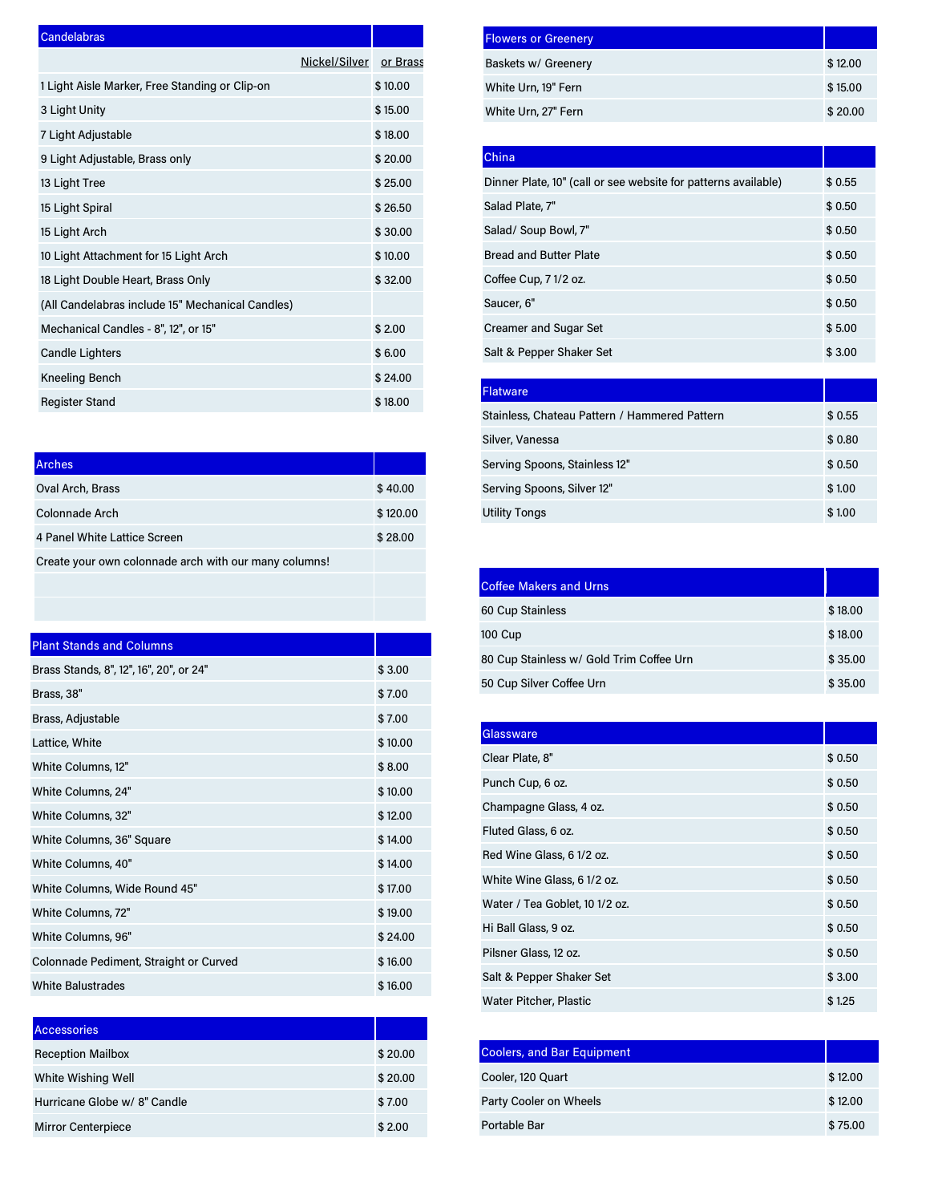| Candelabras | |
|---|---|
| Nickel/Silver | or Brass |
| 1 Light Aisle Marker, Free Standing or Clip-on | $ 10.00 |
| 3 Light Unity | $ 15.00 |
| 7 Light Adjustable | $ 18.00 |
| 9 Light Adjustable, Brass only | $ 20.00 |
| 13 Light Tree | $ 25.00 |
| 15 Light Spiral | $ 26.50 |
| 15 Light Arch | $ 30.00 |
| 10 Light Attachment for 15 Light Arch | $ 10.00 |
| 18 Light Double Heart, Brass Only | $ 32.00 |
| (All Candelabras include 15" Mechanical Candles) | |
| Mechanical Candles - 8", 12", or 15" | $ 2.00 |
| Candle Lighters | $ 6.00 |
| Kneeling Bench | $ 24.00 |
| Register Stand | $ 18.00 |

| Arches | |
|---|---|
| Oval Arch, Brass | $ 40.00 |
| Colonnade Arch | $ 120.00 |
| 4 Panel White Lattice Screen | $ 28.00 |
| Create your own colonnade arch with our many columns! | |

| Plant Stands and Columns | |
|---|---|
| Brass Stands, 8", 12", 16", 20", or 24" | $ 3.00 |
| Brass, 38" | $ 7.00 |
| Brass, Adjustable | $ 7.00 |
| Lattice, White | $ 10.00 |
| White Columns, 12" | $ 8.00 |
| White Columns, 24" | $ 10.00 |
| White Columns, 32" | $ 12.00 |
| White Columns, 36" Square | $ 14.00 |
| White Columns, 40" | $ 14.00 |
| White Columns, Wide Round 45" | $ 17.00 |
| White Columns, 72" | $ 19.00 |
| White Columns, 96" | $ 24.00 |
| Colonnade Pediment, Straight or Curved | $ 16.00 |
| White Balustrades | $ 16.00 |

| Accessories | |
|---|---|
| Reception Mailbox | $ 20.00 |
| White Wishing Well | $ 20.00 |
| Hurricane Globe w/ 8" Candle | $ 7.00 |
| Mirror Centerpiece | $ 2.00 |

| Flowers or Greenery | |
|---|---|
| Baskets w/ Greenery | $ 12.00 |
| White Urn, 19" Fern | $ 15.00 |
| White Urn, 27" Fern | $ 20.00 |

| China | |
|---|---|
| Dinner Plate, 10" (call or see website for patterns available) | $ 0.55 |
| Salad Plate, 7" | $ 0.50 |
| Salad/ Soup Bowl, 7" | $ 0.50 |
| Bread and Butter Plate | $ 0.50 |
| Coffee Cup, 7 1/2 oz. | $ 0.50 |
| Saucer, 6" | $ 0.50 |
| Creamer and Sugar Set | $ 5.00 |
| Salt & Pepper Shaker Set | $ 3.00 |

| Flatware | |
|---|---|
| Stainless, Chateau Pattern / Hammered Pattern | $ 0.55 |
| Silver, Vanessa | $ 0.80 |
| Serving Spoons, Stainless 12" | $ 0.50 |
| Serving Spoons, Silver 12" | $ 1.00 |
| Utility Tongs | $ 1.00 |

| Coffee Makers and Urns | |
|---|---|
| 60 Cup Stainless | $ 18.00 |
| 100 Cup | $ 18.00 |
| 80 Cup Stainless w/ Gold Trim Coffee Urn | $ 35.00 |
| 50 Cup Silver Coffee Urn | $ 35.00 |

| Glassware | |
|---|---|
| Clear Plate, 8" | $ 0.50 |
| Punch Cup, 6 oz. | $ 0.50 |
| Champagne Glass, 4 oz. | $ 0.50 |
| Fluted Glass, 6 oz. | $ 0.50 |
| Red Wine Glass, 6 1/2 oz. | $ 0.50 |
| White Wine Glass, 6 1/2 oz. | $ 0.50 |
| Water / Tea Goblet, 10 1/2 oz. | $ 0.50 |
| Hi Ball Glass, 9 oz. | $ 0.50 |
| Pilsner Glass, 12 oz. | $ 0.50 |
| Salt & Pepper Shaker Set | $ 3.00 |
| Water Pitcher, Plastic | $ 1.25 |

| Coolers, and Bar Equipment | |
|---|---|
| Cooler, 120 Quart | $ 12.00 |
| Party Cooler on Wheels | $ 12.00 |
| Portable Bar | $ 75.00 |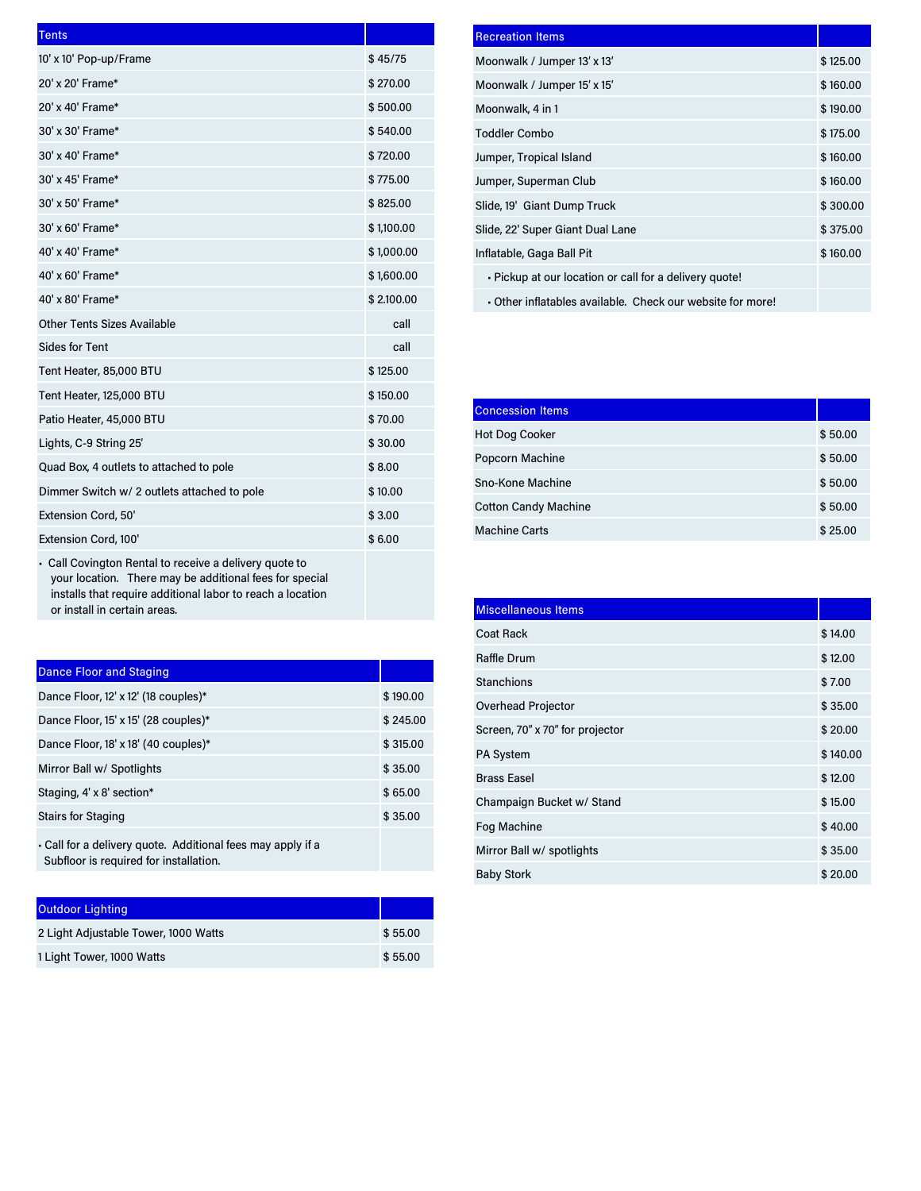| Tents | |
|---|---|
| 10' x 10' Pop-up/Frame | $ 45/75 |
| 20' x 20' Frame* | $ 270.00 |
| 20' x 40' Frame* | $ 500.00 |
| 30' x 30' Frame* | $ 540.00 |
| 30' x 40' Frame* | $ 720.00 |
| 30' x 45' Frame* | $ 775.00 |
| 30' x 50' Frame* | $ 825.00 |
| 30' x 60' Frame* | $ 1,100.00 |
| 40' x 40' Frame* | $ 1,000.00 |
| 40' x 60' Frame* | $ 1,600.00 |
| 40' x 80' Frame* | $ 2.100.00 |
| Other Tents Sizes Available | call |
| Sides for Tent | call |
| Tent Heater, 85,000 BTU | $ 125.00 |
| Tent Heater, 125,000 BTU | $ 150.00 |
| Patio Heater, 45,000 BTU | $ 70.00 |
| Lights, C-9 String 25' | $ 30.00 |
| Quad Box, 4 outlets to attached to pole | $ 8.00 |
| Dimmer Switch w/ 2 outlets attached to pole | $ 10.00 |
| Extension Cord, 50' | $ 3.00 |
| Extension Cord, 100' | $ 6.00 |
| • Call Covington Rental to receive a delivery quote to your location. There may be additional fees for special installs that require additional labor to reach a location or install in certain areas. | |

| Dance Floor and Staging | |
|---|---|
| Dance Floor, 12' x 12' (18 couples)* | $ 190.00 |
| Dance Floor, 15' x 15' (28 couples)* | $ 245.00 |
| Dance Floor, 18' x 18' (40 couples)* | $ 315.00 |
| Mirror Ball w/ Spotlights | $ 35.00 |
| Staging, 4' x 8' section* | $ 65.00 |
| Stairs for Staging | $ 35.00 |
| • Call for a delivery quote. Additional fees may apply if a Subfloor is required for installation. | |

| Outdoor Lighting | |
|---|---|
| 2 Light Adjustable Tower, 1000 Watts | $ 55.00 |
| 1 Light Tower, 1000 Watts | $ 55.00 |

| Recreation Items | |
|---|---|
| Moonwalk / Jumper 13' x 13' | $ 125.00 |
| Moonwalk / Jumper 15' x 15' | $ 160.00 |
| Moonwalk, 4 in 1 | $ 190.00 |
| Toddler Combo | $ 175.00 |
| Jumper, Tropical Island | $ 160.00 |
| Jumper, Superman Club | $ 160.00 |
| Slide, 19' Giant Dump Truck | $ 300.00 |
| Slide, 22' Super Giant Dual Lane | $ 375.00 |
| Inflatable, Gaga Ball Pit | $ 160.00 |
| • Pickup at our location or call for a delivery quote! | |
| • Other inflatables available. Check our website for more! | |

| Concession Items | |
|---|---|
| Hot Dog Cooker | $ 50.00 |
| Popcorn Machine | $ 50.00 |
| Sno-Kone Machine | $ 50.00 |
| Cotton Candy Machine | $ 50.00 |
| Machine Carts | $ 25.00 |

| Miscellaneous Items | |
|---|---|
| Coat Rack | $ 14.00 |
| Raffle Drum | $ 12.00 |
| Stanchions | $ 7.00 |
| Overhead Projector | $ 35.00 |
| Screen, 70" x 70" for projector | $ 20.00 |
| PA System | $ 140.00 |
| Brass Easel | $ 12.00 |
| Champaign Bucket w/ Stand | $ 15.00 |
| Fog Machine | $ 40.00 |
| Mirror Ball w/ spotlights | $ 35.00 |
| Baby Stork | $ 20.00 |